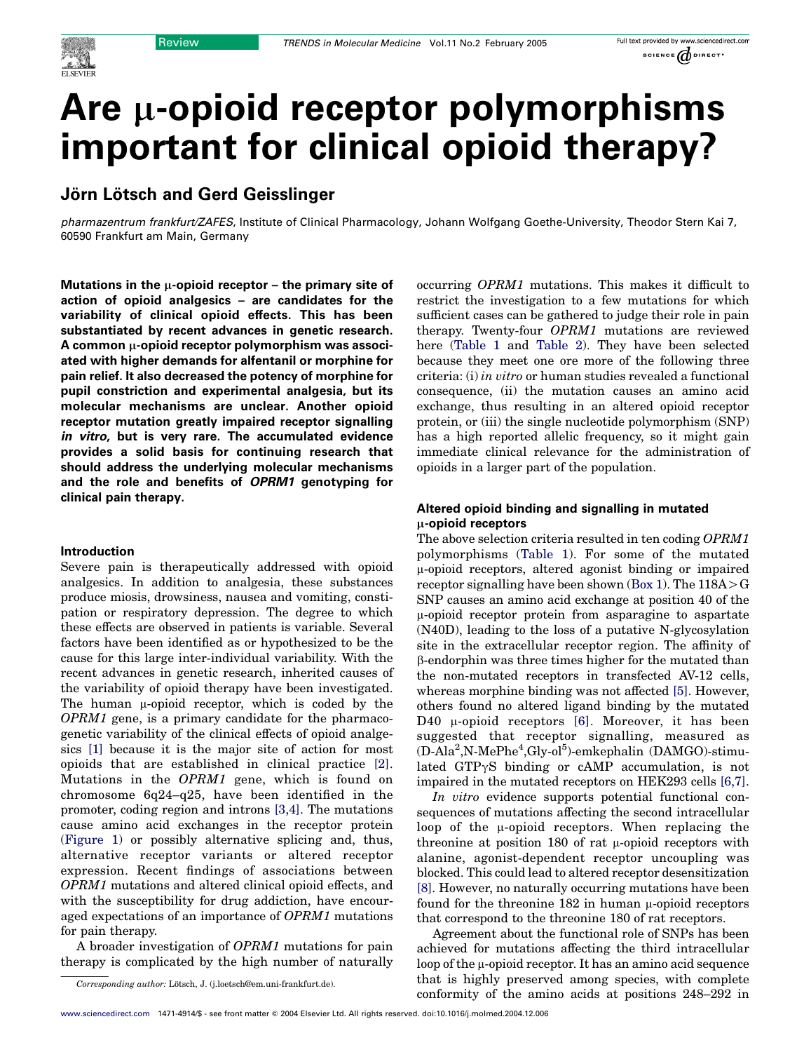# Are μ-opioid receptor polymorphisms important for clinical opioid therapy?

## Jörn Lötsch and Gerd Geisslinger

*pharmazentrum frankfurt/ZAFES*, Institute of Clinical Pharmacology, Johann Wolfgang Goethe-University, Theodor Stern Kai 7, 60590 Frankfurt am Main, Germany

**Mutations in the μ-opioid receptor – the primary site of action of opioid analgesics – are candidates for the variability of clinical opioid effects. This has been substantiated by recent advances in genetic research. A common μ-opioid receptor polymorphism was associated with higher demands for alfentanil or morphine for pain relief. It also decreased the potency of morphine for pupil constriction and experimental analgesia, but its molecular mechanisms are unclear. Another opioid receptor mutation greatly impaired receptor signalling *in vitro*, but is very rare. The accumulated evidence provides a solid basis for continuing research that should address the underlying molecular mechanisms and the role and benefits of *OPRM1* genotyping for clinical pain therapy.**

### Introduction

Severe pain is therapeutically addressed with opioid analgesics. In addition to analgesia, these substances produce miosis, drowsiness, nausea and vomiting, constipation or respiratory depression. The degree to which these effects are observed in patients is variable. Several factors have been identified as or hypothesized to be the cause for this large inter-individual variability. With the recent advances in genetic research, inherited causes of the variability of opioid therapy have been investigated. The human μ-opioid receptor, which is coded by the *OPRM1* gene, is a primary candidate for the pharmacogenetic variability of the clinical effects of opioid analgesics [1] because it is the major site of action for most opioids that are established in clinical practice [2]. Mutations in the *OPRM1* gene, which is found on chromosome 6q24–q25, have been identified in the promoter, coding region and introns [3,4]. The mutations cause amino acid exchanges in the receptor protein (Figure 1) or possibly alternative splicing and, thus, alternative receptor variants or altered receptor expression. Recent findings of associations between *OPRM1* mutations and altered clinical opioid effects, and with the susceptibility for drug addiction, have encouraged expectations of an importance of *OPRM1* mutations for pain therapy.

A broader investigation of *OPRM1* mutations for pain therapy is complicated by the high number of naturally occurring *OPRM1* mutations. This makes it difficult to restrict the investigation to a few mutations for which sufficient cases can be gathered to judge their role in pain therapy. Twenty-four *OPRM1* mutations are reviewed here (Table 1 and Table 2). They have been selected because they meet one ore more of the following three criteria: (i) *in vitro* or human studies revealed a functional consequence, (ii) the mutation causes an amino acid exchange, thus resulting in an altered opioid receptor protein, or (iii) the single nucleotide polymorphism (SNP) has a high reported allelic frequency, so it might gain immediate clinical relevance for the administration of opioids in a larger part of the population.

Corresponding author: Lötsch, J. (j.loetsch@em.uni-frankfurt.de).

### Altered opioid binding and signalling in mutated μ-opioid receptors

The above selection criteria resulted in ten coding *OPRM1* polymorphisms (Table 1). For some of the mutated μ-opioid receptors, altered agonist binding or impaired receptor signalling have been shown (Box 1). The 118A>G SNP causes an amino acid exchange at position 40 of the μ-opioid receptor protein from asparagine to aspartate (N40D), leading to the loss of a putative N-glycosylation site in the extracellular receptor region. The affinity of β-endorphin was three times higher for the mutated than the non-mutated receptors in transfected AV-12 cells, whereas morphine binding was not affected [5]. However, others found no altered ligand binding by the mutated D40 μ-opioid receptors [6]. Moreover, it has been suggested that receptor signalling, measured as (D-Ala$^2$,N-MePhe$^4$,Gly-ol$^5$)-emkephalin (DAMGO)-stimulated GTPγS binding or cAMP accumulation, is not impaired in the mutated receptors on HEK293 cells [6,7].

*In vitro* evidence supports potential functional consequences of mutations affecting the second intracellular loop of the μ-opioid receptors. When replacing the threonine at position 180 of rat μ-opioid receptors with alanine, agonist-dependent receptor uncoupling was blocked. This could lead to altered receptor desensitization [8]. However, no naturally occurring mutations have been found for the threonine 182 in human μ-opioid receptors that correspond to the threonine 180 of rat receptors.

Agreement about the functional role of SNPs has been achieved for mutations affecting the third intracellular loop of the μ-opioid receptor. It has an amino acid sequence that is highly preserved among species, with complete conformity of the amino acids at positions 248–292 in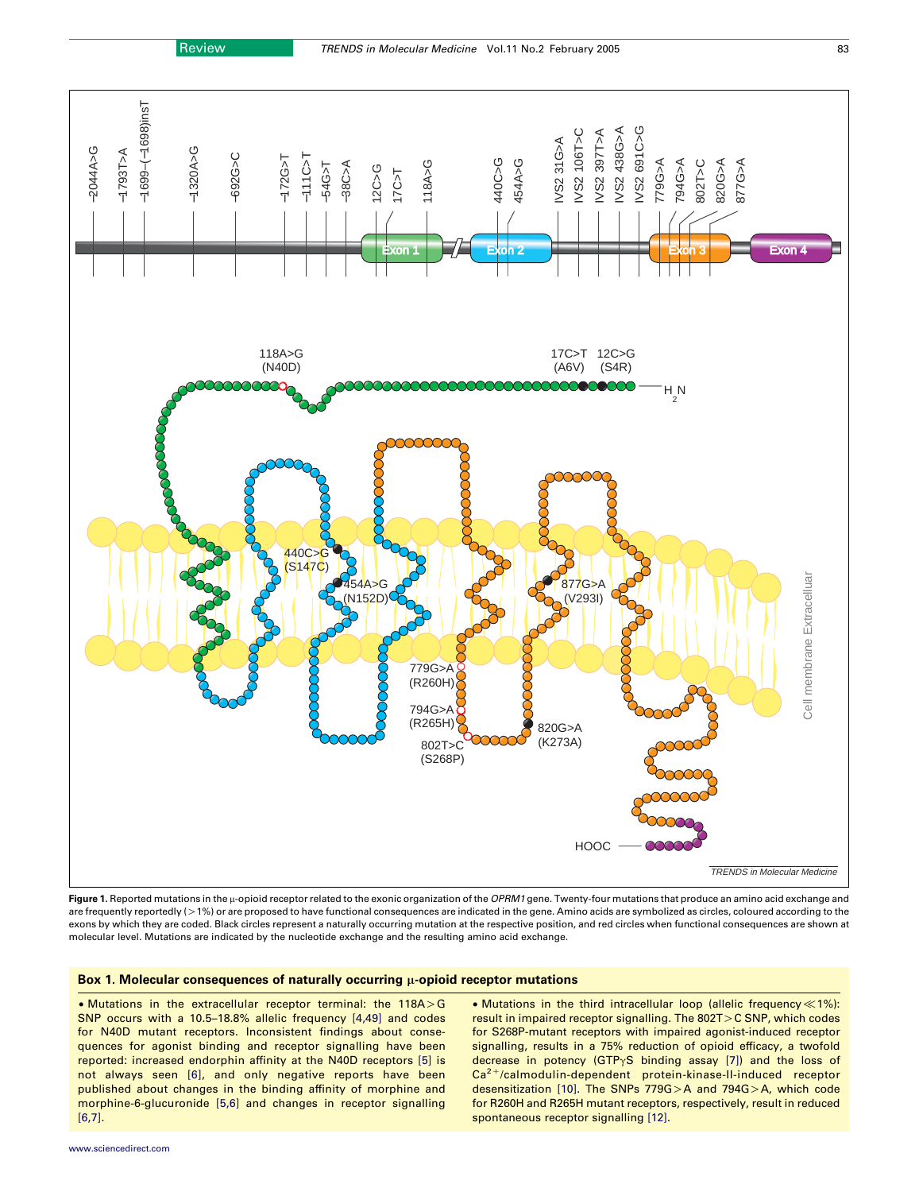**Figure 1.** Reported mutations in the μ-opioid receptor related to the exonic organization of the *OPRM1* gene. Twenty-four mutations that produce an amino acid exchange and are frequently reportedly (>1%) or are proposed to have functional consequences are indicated in the gene. Amino acids are symbolized as circles, coloured according to the exons by which they are coded. Black circles represent a naturally occurring mutation at the respective position, and red circles when functional consequences are shown at molecular level. Mutations are indicated by the nucleotide exchange and the resulting amino acid exchange.

## Box 1. Molecular consequences of naturally occurring μ-opioid receptor mutations

- Mutations in the extracellular receptor terminal: the 118A>G SNP occurs with a 10.5–18.8% allelic frequency [4,49] and codes for N40D mutant receptors. Inconsistent findings about consequences for agonist binding and receptor signalling have been reported: increased endorphin affinity at the N40D receptors [5] is not always seen [6], and only negative reports have been published about changes in the binding affinity of morphine and morphine-6-glucuronide [5,6] and changes in receptor signalling [6,7].
- Mutations in the third intracellular loop (allelic frequency ≪1%): result in impaired receptor signalling. The 802T>C SNP, which codes for S268P-mutant receptors with impaired agonist-induced receptor signalling, results in a 75% reduction of opioid efficacy, a twofold decrease in potency (GTPγS binding assay [7]) and the loss of $Ca^{2+}$/calmodulin-dependent protein-kinase-II-induced receptor desensitization [10]. The SNPs 779G>A and 794G>A, which code for R260H and R265H mutant receptors, respectively, result in reduced spontaneous receptor signalling [12].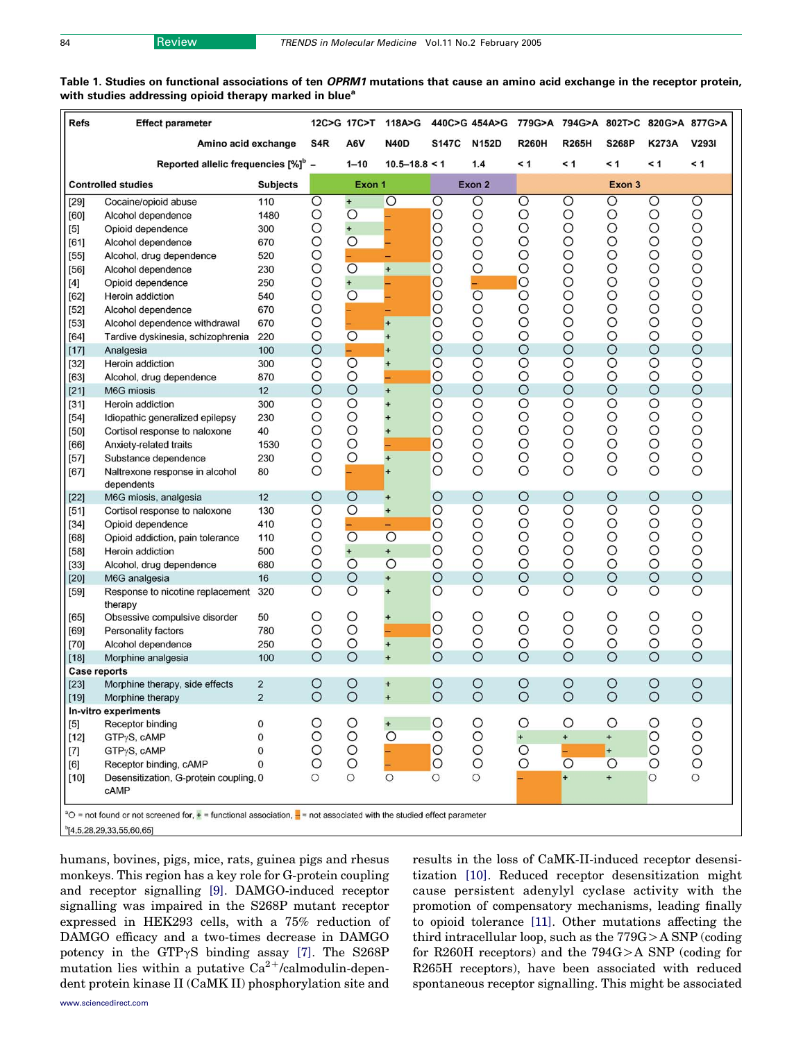**Table 1. Studies on functional associations of ten *OPRM1* mutations that cause an amino acid exchange in the receptor protein, with studies addressing opioid therapy marked in blue[a]**

| Refs | Effect parameter | Subjects | 12C>G | 17C>T | 118A>G | 440C>G | 454A>G | 779G>A | 794G>A | 802T>C | 820G>A | 877G>A |
|---|---|---|---|---|---|---|---|---|---|---|---|---|
| | Amino acid exchange | | S4R | A6V | N40D | S147C | N152D | R260H | R265H | S268P | K273A | V293I |
| | Reported allelic frequencies [%][b] | | – | 1–10 | 10.5–18.8 | < 1 | 1.4 | < 1 | < 1 | < 1 | < 1 | < 1 |
| **Controlled studies** | | **Subjects** | Exon 1 | | | Exon 2 | | Exon 3 | | | | |
| [29] | Cocaine/opioid abuse | 110 | O | + | O | O | O | O | O | O | O | O |
| [60] | Alcohol dependence | 1480 | O | O | – | O | O | O | O | O | O | O |
| [5] | Opioid dependence | 300 | O | + | – | O | O | O | O | O | O | O |
| [61] | Alcohol dependence | 670 | O | O | – | O | O | O | O | O | O | O |
| [55] | Alcohol, drug dependence | 520 | O | – | – | O | O | O | O | O | O | O |
| [56] | Alcohol dependence | 230 | O | O | + | O | O | O | O | O | O | O |
| [4] | Opioid dependence | 250 | O | + | – | O | – | O | O | O | O | O |
| [62] | Heroin addiction | 540 | O | O | – | O | O | O | O | O | O | O |
| [52] | Alcohol dependence | 670 | O | – | – | O | O | O | O | O | O | O |
| [53] | Alcohol dependence withdrawal | 670 | O | – | + | O | O | O | O | O | O | O |
| [64] | Tardive dyskinesia, schizophrenia | 220 | O | O | + | O | O | O | O | O | O | O |
| [17] | Analgesia | 100 | O | – | + | O | O | O | O | O | O | O |
| [32] | Heroin addiction | 300 | O | O | + | O | O | O | O | O | O | O |
| [63] | Alcohol, drug dependence | 870 | O | O | – | O | O | O | O | O | O | O |
| [21] | M6G miosis | 12 | O | O | + | O | O | O | O | O | O | O |
| [31] | Heroin addiction | 300 | O | O | + | O | O | O | O | O | O | O |
| [54] | Idiopathic generalized epilepsy | 230 | O | O | + | O | O | O | O | O | O | O |
| [50] | Cortisol response to naloxone | 40 | O | O | + | O | O | O | O | O | O | O |
| [66] | Anxiety-related traits | 1530 | O | O | – | O | O | O | O | O | O | O |
| [57] | Substance dependence | 230 | O | O | + | O | O | O | O | O | O | O |
| [67] | Naltrexone response in alcohol dependents | 80 | O | – | + | O | O | O | O | O | O | O |
| [22] | M6G miosis, analgesia | 12 | O | O | + | O | O | O | O | O | O | O |
| [51] | Cortisol response to naloxone | 130 | O | O | + | O | O | O | O | O | O | O |
| [34] | Opioid dependence | 410 | O | – | – | O | O | O | O | O | O | O |
| [68] | Opioid addiction, pain tolerance | 110 | O | O | O | O | O | O | O | O | O | O |
| [58] | Heroin addiction | 500 | O | + | + | O | O | O | O | O | O | O |
| [33] | Alcohol, drug dependence | 680 | O | O | O | O | O | O | O | O | O | O |
| [20] | M6G analgesia | 16 | O | O | + | O | O | O | O | O | O | O |
| [59] | Response to nicotine replacement therapy | 320 | O | O | + | O | O | O | O | O | O | O |
| [65] | Obsessive compulsive disorder | 50 | O | O | + | O | O | O | O | O | O | O |
| [69] | Personality factors | 780 | O | O | – | O | O | O | O | O | O | O |
| [70] | Alcohol dependence | 250 | O | O | + | O | O | O | O | O | O | O |
| [18] | Morphine analgesia | 100 | O | O | + | O | O | O | O | O | O | O |
| **Case reports** | | | | | | | | | | | | |
| [23] | Morphine therapy, side effects | 2 | O | O | + | O | O | O | O | O | O | O |
| [19] | Morphine therapy | 2 | O | O | + | O | O | O | O | O | O | O |
| **In-vitro experiments** | | | | | | | | | | | | |
| [5] | Receptor binding | 0 | O | O | + | O | O | O | O | O | O | O |
| [12] | GTPγS, cAMP | 0 | O | O | O | O | O | + | + | + | O | O |
| [7] | GTPγS, cAMP | 0 | O | O | – | O | O | O | – | + | O | O |
| [6] | Receptor binding, cAMP | 0 | O | O | – | O | O | O | O | O | O | O |
| [10] | Desensitization, G-protein coupling, cAMP | 0 | O | O | O | O | O | – | + | + | O | O |

[a]O = not found or not screened for, + = functional association, – = not associated with the studied effect parameter

[b][4,5,28,29,33,55,60,65]

humans, bovines, pigs, mice, rats, guinea pigs and rhesus monkeys. This region has a key role for G-protein coupling and receptor signalling [9]. DAMGO-induced receptor signalling was impaired in the S268P mutant receptor expressed in HEK293 cells, with a 75% reduction of DAMGO efficacy and a two-times decrease in DAMGO potency in the GTPγS binding assay [7]. The S268P mutation lies within a putative $Ca^{2+}$/calmodulin-dependent protein kinase II (CaMK II) phosphorylation site and results in the loss of CaMK-II-induced receptor desensitization [10]. Reduced receptor desensitization might cause persistent adenylyl cyclase activity with the promotion of compensatory mechanisms, leading finally to opioid tolerance [11]. Other mutations affecting the third intracellular loop, such as the 779G>A SNP (coding for R260H receptors) and the 794G>A SNP (coding for R265H receptors), have been associated with reduced spontaneous receptor signalling. This might be associated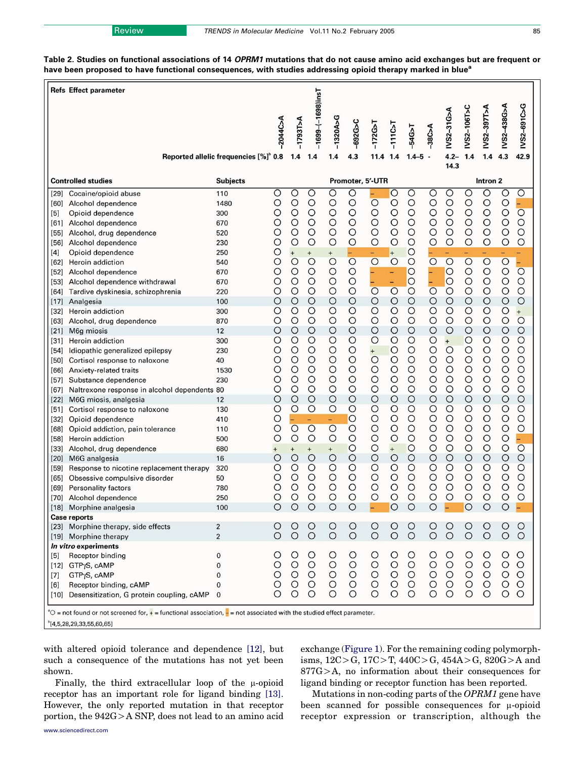**Table 2. Studies on functional associations of 14 *OPRM1* mutations that do not cause amino acid exchanges but are frequent or have been proposed to have functional consequences, with studies addressing opioid therapy marked in blue[a]**

| Refs | Effect parameter | Subjects | −2044C>A | −1793T>A | −1699–(−1699)insT | −1320A>G | −692G>C | −172G>T | −111C>T | −54G>T | −38C>A | IVS2–31G>A | IVS2–106T>C | IVS2–397T>A | IVS2–438G>A | IVS2–691C>G |
|---|---|---|---|---|---|---|---|---|---|---|---|---|---|---|---|---|
| | Reported allelic frequencies [%][b] | | 0.8 | 1.4 | 1.4 | 1.4 | 4.3 | 11.4 | 1.4 | 1.4–5 | - | 4.2–14.3 | 1.4 | 1.4 | 4.3 | 42.9 |
| | | | Promoter, 5′-UTR | | | | | | | | | Intron 2 | | | | |
| **Controlled studies** | | | | | | | | | | | | | | | | |
| [29] | Cocaine/opioid abuse | 110 | O | O | O | O | O | – | O | O | O | O | O | O | O | O |
| [60] | Alcohol dependence | 1480 | O | O | O | O | O | O | O | O | O | O | O | O | O | – |
| [5] | Opioid dependence | 300 | O | O | O | O | O | O | O | O | O | O | O | O | O | O |
| [61] | Alcohol dependence | 670 | O | O | O | O | O | O | O | O | O | O | O | O | O | O |
| [55] | Alcohol, drug dependence | 520 | O | O | O | O | O | O | O | O | O | O | O | O | O | O |
| [56] | Alcohol dependence | 230 | O | O | O | O | O | O | O | O | O | O | O | O | O | O |
| [4] | Opioid dependence | 250 | O | + | + | + | – | – | + | O | – | – | – | – | – | – |
| [62] | Heroin addiction | 540 | O | O | O | O | O | O | O | O | O | O | O | O | O | – |
| [52] | Alcohol dependence | 670 | O | O | O | O | O | – | – | O | – | O | O | O | O | O |
| [53] | Alcohol dependence withdrawal | 670 | O | O | O | O | O | – | – | O | – | O | O | O | O | O |
| [64] | Tardive dyskinesia, schizophrenia | 220 | O | O | O | O | O | O | O | O | O | O | O | O | O | O |
| [17] | Analgesia | 100 | O | O | O | O | O | O | O | O | O | O | O | O | O | O |
| [32] | Heroin addiction | 300 | O | O | O | O | O | O | O | O | O | O | O | O | O | + |
| [63] | Alcohol, drug dependence | 870 | O | O | O | O | O | O | O | O | O | O | O | O | O | O |
| [21] | M6g miosis | 12 | O | O | O | O | O | O | O | O | O | O | O | O | O | O |
| [31] | Heroin addiction | 300 | O | O | O | O | O | O | O | O | O | + | O | O | O | O |
| [54] | Idiopathic generalized epilepsy | 230 | O | O | O | O | O | + | O | O | O | O | O | O | O | O |
| [50] | Cortisol response to naloxone | 40 | O | O | O | O | O | O | O | O | O | O | O | O | O | O |
| [66] | Anxiety-related traits | 1530 | O | O | O | O | O | O | O | O | O | O | O | O | O | O |
| [57] | Substance dependence | 230 | O | O | O | O | O | O | O | O | O | O | O | O | O | O |
| [67] | Naltrexone response in alcohol dependents | 80 | O | O | O | O | O | O | O | O | O | O | O | O | O | O |
| [22] | M6G miosis, analgesia | 12 | O | O | O | O | O | O | O | O | O | O | O | O | O | O |
| [51] | Cortisol response to naloxone | 130 | O | O | O | O | O | O | O | O | O | O | O | O | O | O |
| [32] | Opioid dependence | 410 | O | – | – | – | O | O | O | O | O | O | O | O | O | O |
| [68] | Opioid addiction, pain tolerance | 110 | O | O | O | O | O | O | O | O | O | O | O | O | O | O |
| [58] | Heroin addiction | 500 | O | O | O | O | O | O | O | O | O | O | O | O | O | – |
| [33] | Alcohol, drug dependence | 680 | + | + | + | + | O | O | + | O | O | O | O | O | O | O |
| [20] | M6G analgesia | 16 | O | O | O | O | O | O | O | O | O | O | O | O | O | O |
| [59] | Response to nicotine replacement therapy | 320 | O | O | O | O | O | O | O | O | O | O | O | O | O | O |
| [65] | Obsessive compulsive disorder | 50 | O | O | O | O | O | O | O | O | O | O | O | O | O | O |
| [69] | Personality factors | 780 | O | O | O | O | O | O | O | O | O | O | O | O | O | O |
| [70] | Alcohol dependence | 250 | O | O | O | O | O | O | O | O | O | O | O | O | O | O |
| [18] | Morphine analgesia | 100 | O | O | O | O | O | – | O | O | O | – | O | O | O | – |
| **Case reports** | | | | | | | | | | | | | | | | |
| [23] | Morphine therapy, side effects | 2 | O | O | O | O | O | O | O | O | O | O | O | O | O | O |
| [19] | Morphine therapy | 2 | O | O | O | O | O | O | O | O | O | O | O | O | O | O |
| ***In vitro* experiments** | | | | | | | | | | | | | | | | |
| [5] | Receptor binding | 0 | O | O | O | O | O | O | O | O | O | O | O | O | O | O |
| [12] | GTPγS, cAMP | 0 | O | O | O | O | O | O | O | O | O | O | O | O | O | O |
| [7] | GTPγS, cAMP | 0 | O | O | O | O | O | O | O | O | O | O | O | O | O | O |
| [6] | Receptor binding, cAMP | 0 | O | O | O | O | O | O | O | O | O | O | O | O | O | O |
| [10] | Desensitization, G protein coupling, cAMP | 0 | O | O | O | O | O | O | O | O | O | O | O | O | O | O |

[a]O = not found or not screened for, + = functional association, – = not associated with the studied effect parameter.

[b][4,5,28,29,33,55,60,65]

with altered opioid tolerance and dependence [12], but such a consequence of the mutations has not yet been shown.

Finally, the third extracellular loop of the μ-opioid receptor has an important role for ligand binding [13]. However, the only reported mutation in that receptor portion, the 942G>A SNP, does not lead to an amino acid exchange (Figure 1). For the remaining coding polymorphisms, 12C>G, 17C>T, 440C>G, 454A>G, 820G>A and 877G>A, no information about their consequences for ligand binding or receptor function has been reported.

Mutations in non-coding parts of the *OPRM1* gene have been scanned for possible consequences for μ-opioid receptor expression or transcription, although the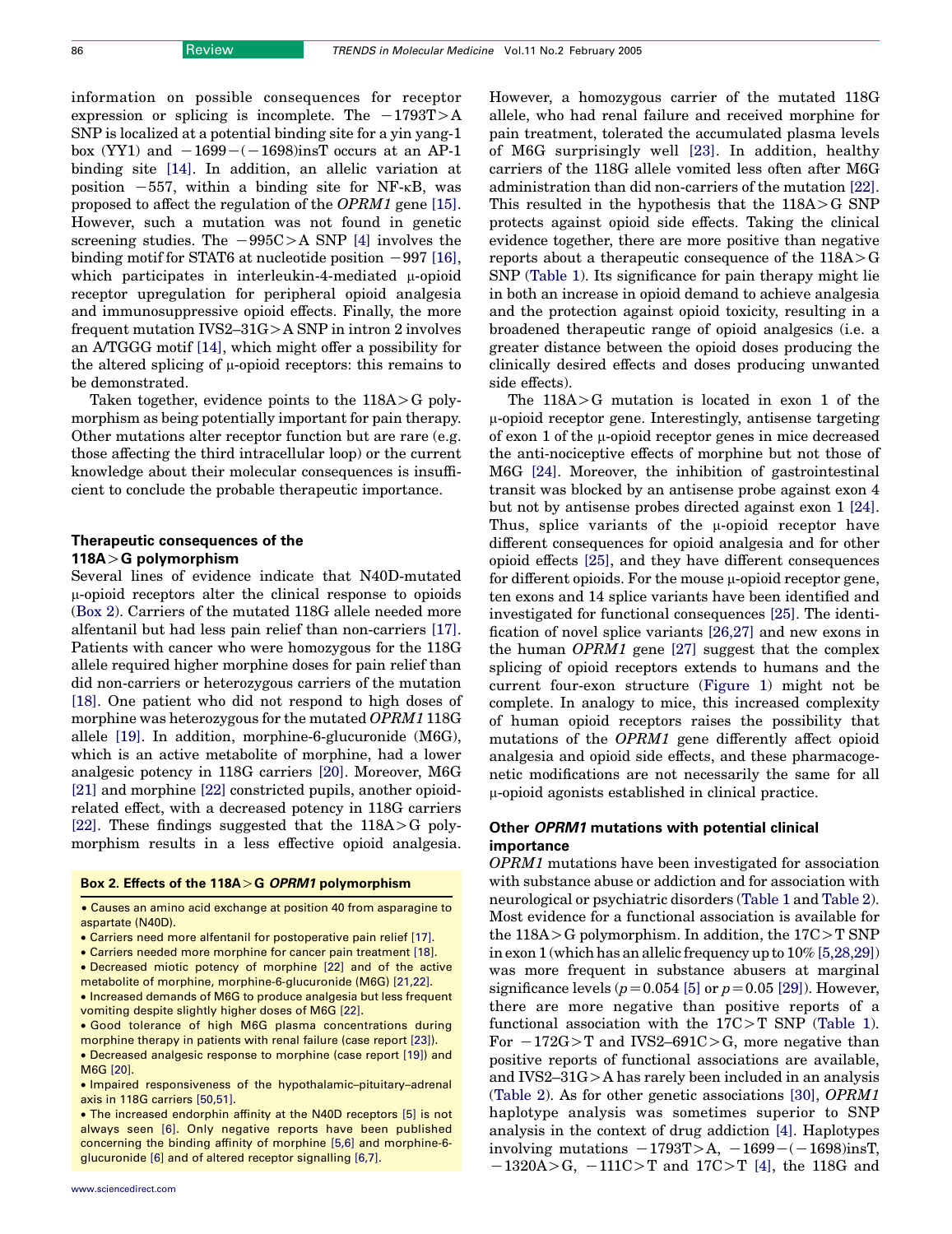information on possible consequences for receptor expression or splicing is incomplete. The −1793T>A SNP is localized at a potential binding site for a yin yang-1 box (YY1) and −1699−(−1698)insT occurs at an AP-1 binding site [14]. In addition, an allelic variation at position −557, within a binding site for NF-κB, was proposed to affect the regulation of the *OPRM1* gene [15]. However, such a mutation was not found in genetic screening studies. The −995C>A SNP [4] involves the binding motif for STAT6 at nucleotide position −997 [16], which participates in interleukin-4-mediated μ-opioid receptor upregulation for peripheral opioid analgesia and immunosuppressive opioid effects. Finally, the more frequent mutation IVS2–31G>A SNP in intron 2 involves an A/TGGG motif [14], which might offer a possibility for the altered splicing of μ-opioid receptors: this remains to be demonstrated.

Taken together, evidence points to the 118A>G polymorphism as being potentially important for pain therapy. Other mutations alter receptor function but are rare (e.g. those affecting the third intracellular loop) or the current knowledge about their molecular consequences is insufficient to conclude the probable therapeutic importance.

## Therapeutic consequences of the 118A>G polymorphism

Several lines of evidence indicate that N40D-mutated μ-opioid receptors alter the clinical response to opioids (Box 2). Carriers of the mutated 118G allele needed more alfentanil but had less pain relief than non-carriers [17]. Patients with cancer who were homozygous for the 118G allele required higher morphine doses for pain relief than did non-carriers or heterozygous carriers of the mutation [18]. One patient who did not respond to high doses of morphine was heterozygous for the mutated *OPRM1* 118G allele [19]. In addition, morphine-6-glucuronide (M6G), which is an active metabolite of morphine, had a lower analgesic potency in 118G carriers [20]. Moreover, M6G [21] and morphine [22] constricted pupils, another opioid-related effect, with a decreased potency in 118G carriers [22]. These findings suggested that the 118A>G polymorphism results in a less effective opioid analgesia.

> **Box 2. Effects of the 118A>G *OPRM1* polymorphism**
>
> - Causes an amino acid exchange at position 40 from asparagine to aspartate (N40D).
> - Carriers need more alfentanil for postoperative pain relief [17].
> - Carriers needed more morphine for cancer pain treatment [18].
> - Decreased miotic potency of morphine [22] and of the active metabolite of morphine, morphine-6-glucuronide (M6G) [21,22].
> - Increased demands of M6G to produce analgesia but less frequent vomiting despite slightly higher doses of M6G [22].
> - Good tolerance of high M6G plasma concentrations during morphine therapy in patients with renal failure (case report [23]).
> - Decreased analgesic response to morphine (case report [19]) and M6G [20].
> - Impaired responsiveness of the hypothalamic–pituitary–adrenal axis in 118G carriers [50,51].
> - The increased endorphin affinity at the N40D receptors [5] is not always seen [6]. Only negative reports have been published concerning the binding affinity of morphine [5,6] and morphine-6-glucuronide [6] and of altered receptor signalling [6,7].

However, a homozygous carrier of the mutated 118G allele, who had renal failure and received morphine for pain treatment, tolerated the accumulated plasma levels of M6G surprisingly well [23]. In addition, healthy carriers of the 118G allele vomited less often after M6G administration than did non-carriers of the mutation [22]. This resulted in the hypothesis that the 118A>G SNP protects against opioid side effects. Taking the clinical evidence together, there are more positive than negative reports about a therapeutic consequence of the 118A>G SNP (Table 1). Its significance for pain therapy might lie in both an increase in opioid demand to achieve analgesia and the protection against opioid toxicity, resulting in a broadened therapeutic range of opioid analgesics (i.e. a greater distance between the opioid doses producing the clinically desired effects and doses producing unwanted side effects).

The 118A>G mutation is located in exon 1 of the μ-opioid receptor gene. Interestingly, antisense targeting of exon 1 of the μ-opioid receptor genes in mice decreased the anti-nociceptive effects of morphine but not those of M6G [24]. Moreover, the inhibition of gastrointestinal transit was blocked by an antisense probe against exon 4 but not by antisense probes directed against exon 1 [24]. Thus, splice variants of the μ-opioid receptor have different consequences for opioid analgesia and for other opioid effects [25], and they have different consequences for different opioids. For the mouse μ-opioid receptor gene, ten exons and 14 splice variants have been identified and investigated for functional consequences [25]. The identification of novel splice variants [26,27] and new exons in the human *OPRM1* gene [27] suggest that the complex splicing of opioid receptors extends to humans and the current four-exon structure (Figure 1) might not be complete. In analogy to mice, this increased complexity of human opioid receptors raises the possibility that mutations of the *OPRM1* gene differently affect opioid analgesia and opioid side effects, and these pharmacogenetic modifications are not necessarily the same for all μ-opioid agonists established in clinical practice.

## Other *OPRM1* mutations with potential clinical importance

*OPRM1* mutations have been investigated for association with substance abuse or addiction and for association with neurological or psychiatric disorders (Table 1 and Table 2). Most evidence for a functional association is available for the 118A>G polymorphism. In addition, the 17C>T SNP in exon 1 (which has an allelic frequency up to 10% [5,28,29]) was more frequent in substance abusers at marginal significance levels ($p=0.054$ [5] or $p=0.05$ [29]). However, there are more negative than positive reports of a functional association with the 17C>T SNP (Table 1). For −172G>T and IVS2–691C>G, more negative than positive reports of functional associations are available, and IVS2–31G>A has rarely been included in an analysis (Table 2). As for other genetic associations [30], *OPRM1* haplotype analysis was sometimes superior to SNP analysis in the context of drug addiction [4]. Haplotypes involving mutations −1793T>A, −1699−(−1698)insT, −1320A>G, −111C>T and 17C>T [4], the 118G and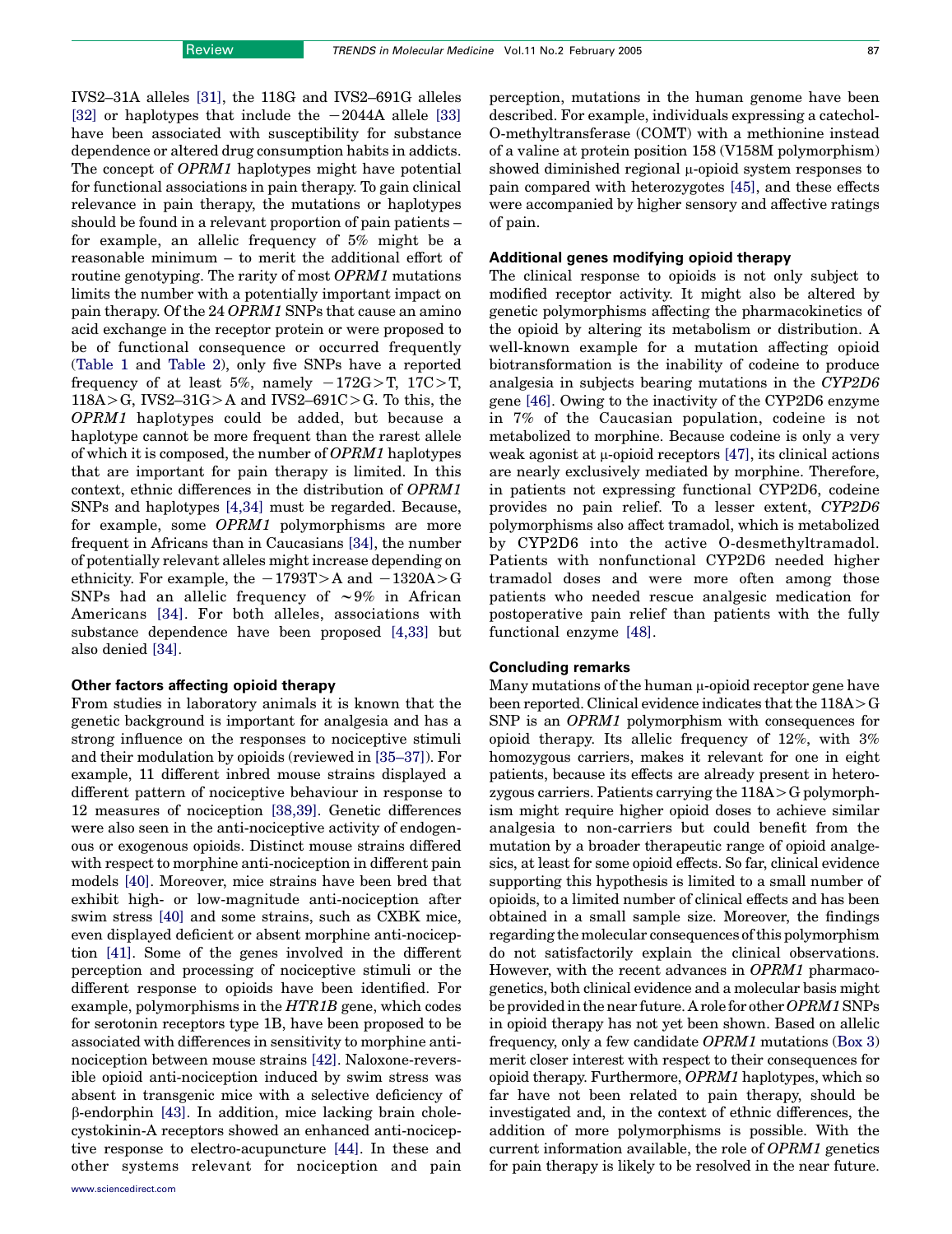IVS2–31A alleles [31], the 118G and IVS2–691G alleles [32] or haplotypes that include the −2044A allele [33] have been associated with susceptibility for substance dependence or altered drug consumption habits in addicts. The concept of *OPRM1* haplotypes might have potential for functional associations in pain therapy. To gain clinical relevance in pain therapy, the mutations or haplotypes should be found in a relevant proportion of pain patients – for example, an allelic frequency of 5% might be a reasonable minimum – to merit the additional effort of routine genotyping. The rarity of most *OPRM1* mutations limits the number with a potentially important impact on pain therapy. Of the 24 *OPRM1* SNPs that cause an amino acid exchange in the receptor protein or were proposed to be of functional consequence or occurred frequently (Table 1 and Table 2), only five SNPs have a reported frequency of at least 5%, namely −172G>T, 17C>T, 118A>G, IVS2–31G>A and IVS2–691C>G. To this, the *OPRM1* haplotypes could be added, but because a haplotype cannot be more frequent than the rarest allele of which it is composed, the number of *OPRM1* haplotypes that are important for pain therapy is limited. In this context, ethnic differences in the distribution of *OPRM1* SNPs and haplotypes [4,34] must be regarded. Because, for example, some *OPRM1* polymorphisms are more frequent in Africans than in Caucasians [34], the number of potentially relevant alleles might increase depending on ethnicity. For example, the −1793T>A and −1320A>G SNPs had an allelic frequency of ∼9% in African Americans [34]. For both alleles, associations with substance dependence have been proposed [4,33] but also denied [34].

### Other factors affecting opioid therapy

From studies in laboratory animals it is known that the genetic background is important for analgesia and has a strong influence on the responses to nociceptive stimuli and their modulation by opioids (reviewed in [35–37]). For example, 11 different inbred mouse strains displayed a different pattern of nociceptive behaviour in response to 12 measures of nociception [38,39]. Genetic differences were also seen in the anti-nociceptive activity of endogenous or exogenous opioids. Distinct mouse strains differed with respect to morphine anti-nociception in different pain models [40]. Moreover, mice strains have been bred that exhibit high- or low-magnitude anti-nociception after swim stress [40] and some strains, such as CXBK mice, even displayed deficient or absent morphine anti-nociception [41]. Some of the genes involved in the different perception and processing of nociceptive stimuli or the different response to opioids have been identified. For example, polymorphisms in the *HTR1B* gene, which codes for serotonin receptors type 1B, have been proposed to be associated with differences in sensitivity to morphine anti-nociception between mouse strains [42]. Naloxone-reversible opioid anti-nociception induced by swim stress was absent in transgenic mice with a selective deficiency of β-endorphin [43]. In addition, mice lacking brain cholecystokinin-A receptors showed an enhanced anti-nociceptive response to electro-acupuncture [44]. In these and other systems relevant for nociception and pain perception, mutations in the human genome have been described. For example, individuals expressing a catechol-O-methyltransferase (COMT) with a methionine instead of a valine at protein position 158 (V158M polymorphism) showed diminished regional μ-opioid system responses to pain compared with heterozygotes [45], and these effects were accompanied by higher sensory and affective ratings of pain.

### Additional genes modifying opioid therapy

The clinical response to opioids is not only subject to modified receptor activity. It might also be altered by genetic polymorphisms affecting the pharmacokinetics of the opioid by altering its metabolism or distribution. A well-known example for a mutation affecting opioid biotransformation is the inability of codeine to produce analgesia in subjects bearing mutations in the *CYP2D6* gene [46]. Owing to the inactivity of the CYP2D6 enzyme in 7% of the Caucasian population, codeine is not metabolized to morphine. Because codeine is only a very weak agonist at μ-opioid receptors [47], its clinical actions are nearly exclusively mediated by morphine. Therefore, in patients not expressing functional CYP2D6, codeine provides no pain relief. To a lesser extent, *CYP2D6* polymorphisms also affect tramadol, which is metabolized by CYP2D6 into the active O-desmethyltramadol. Patients with nonfunctional CYP2D6 needed higher tramadol doses and were more often among those patients who needed rescue analgesic medication for postoperative pain relief than patients with the fully functional enzyme [48].

### Concluding remarks

Many mutations of the human μ-opioid receptor gene have been reported. Clinical evidence indicates that the 118A>G SNP is an *OPRM1* polymorphism with consequences for opioid therapy. Its allelic frequency of 12%, with 3% homozygous carriers, makes it relevant for one in eight patients, because its effects are already present in heterozygous carriers. Patients carrying the 118A>G polymorphism might require higher opioid doses to achieve similar analgesia to non-carriers but could benefit from the mutation by a broader therapeutic range of opioid analgesics, at least for some opioid effects. So far, clinical evidence supporting this hypothesis is limited to a small number of opioids, to a limited number of clinical effects and has been obtained in a small sample size. Moreover, the findings regarding the molecular consequences of this polymorphism do not satisfactorily explain the clinical observations. However, with the recent advances in *OPRM1* pharmacogenetics, both clinical evidence and a molecular basis might be provided in the near future. A role for other *OPRM1* SNPs in opioid therapy has not yet been shown. Based on allelic frequency, only a few candidate *OPRM1* mutations (Box 3) merit closer interest with respect to their consequences for opioid therapy. Furthermore, *OPRM1* haplotypes, which so far have not been related to pain therapy, should be investigated and, in the context of ethnic differences, the addition of more polymorphisms is possible. With the current information available, the role of *OPRM1* genetics for pain therapy is likely to be resolved in the near future.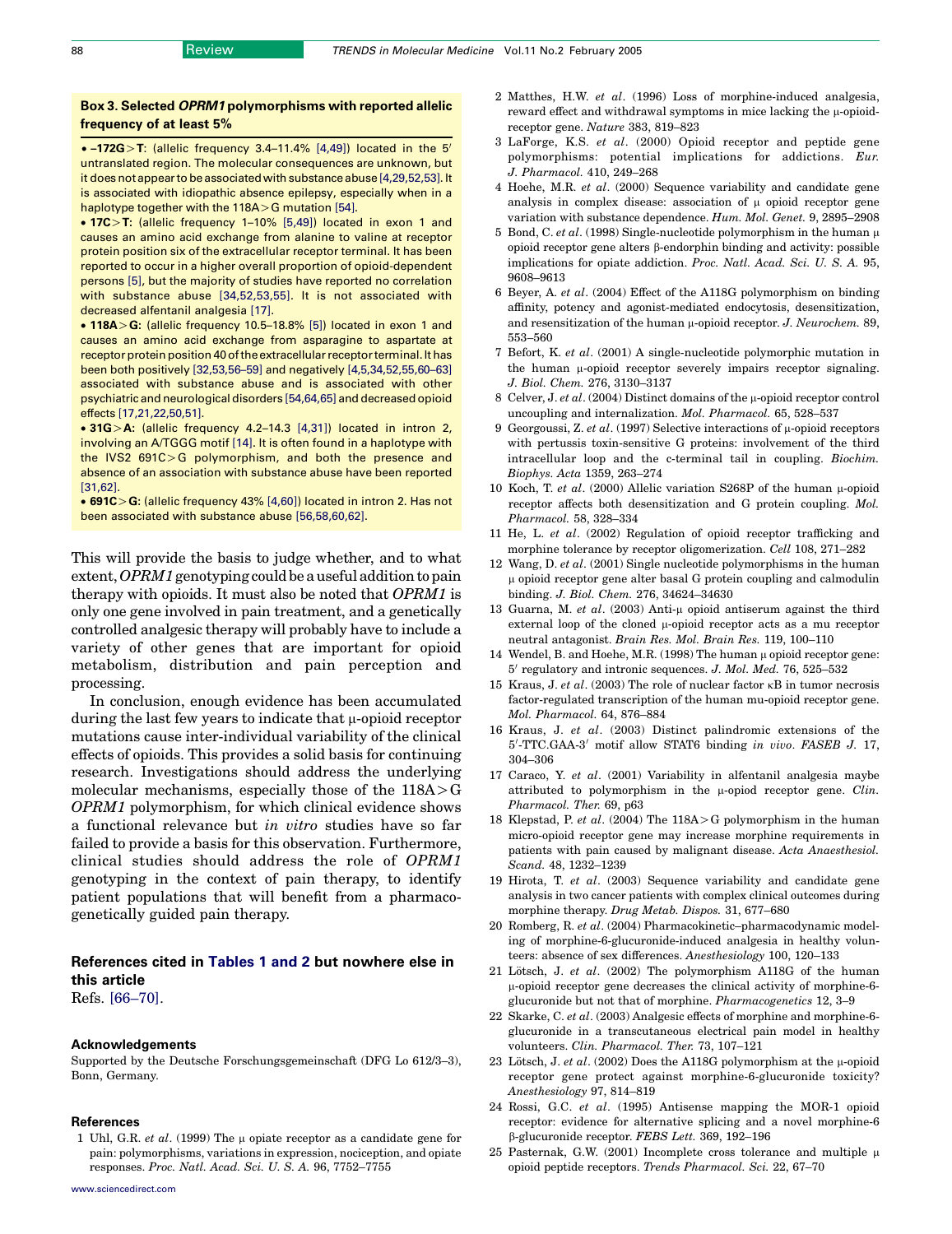### Box 3. Selected *OPRM1* polymorphisms with reported allelic frequency of at least 5%

- **−172G>T**: (allelic frequency 3.4–11.4% [4,49]) located in the 5′ untranslated region. The molecular consequences are unknown, but it does not appear to be associated with substance abuse [4,29,52,53]. It is associated with idiopathic absence epilepsy, especially when in a haplotype together with the 118A>G mutation [54].
- **17C>T:** (allelic frequency 1–10% [5,49]) located in exon 1 and causes an amino acid exchange from alanine to valine at receptor protein position six of the extracellular receptor terminal. It has been reported to occur in a higher overall proportion of opioid-dependent persons [5], but the majority of studies have reported no correlation with substance abuse [34,52,53,55]. It is not associated with decreased alfentanil analgesia [17].
- **118A>G:** (allelic frequency 10.5–18.8% [5]) located in exon 1 and causes an amino acid exchange from asparagine to aspartate at receptor protein position 40 of the extracellular receptor terminal. It has been both positively [32,53,56–59] and negatively [4,5,34,52,55,60–63] associated with substance abuse and is associated with other psychiatric and neurological disorders [54,64,65] and decreased opioid effects [17,21,22,50,51].
- **31G>A:** (allelic frequency 4.2–14.3 [4,31]) located in intron 2, involving an A/TGGG motif [14]. It is often found in a haplotype with the IVS2 691C>G polymorphism, and both the presence and absence of an association with substance abuse have been reported [31,62].
- **691C>G:** (allelic frequency 43% [4,60]) located in intron 2. Has not been associated with substance abuse [56,58,60,62].

This will provide the basis to judge whether, and to what extent, *OPRM1* genotyping could be a useful addition to pain therapy with opioids. It must also be noted that *OPRM1* is only one gene involved in pain treatment, and a genetically controlled analgesic therapy will probably have to include a variety of other genes that are important for opioid metabolism, distribution and pain perception and processing.

In conclusion, enough evidence has been accumulated during the last few years to indicate that μ-opioid receptor mutations cause inter-individual variability of the clinical effects of opioids. This provides a solid basis for continuing research. Investigations should address the underlying molecular mechanisms, especially those of the 118A>G *OPRM1* polymorphism, for which clinical evidence shows a functional relevance but *in vitro* studies have so far failed to provide a basis for this observation. Furthermore, clinical studies should address the role of *OPRM1* genotyping in the context of pain therapy, to identify patient populations that will benefit from a pharmacogenetically guided pain therapy.

### References cited in Tables 1 and 2 but nowhere else in this article

Refs. [66–70].

### Acknowledgements

Supported by the Deutsche Forschungsgemeinschaft (DFG Lo 612/3–3), Bonn, Germany.

### References

1 Uhl, G.R. *et al*. (1999) The μ opiate receptor as a candidate gene for pain: polymorphisms, variations in expression, nociception, and opiate responses. *Proc. Natl. Acad. Sci. U. S. A.* 96, 7752–7755

2 Matthes, H.W. *et al*. (1996) Loss of morphine-induced analgesia, reward effect and withdrawal symptoms in mice lacking the μ-opioid-receptor gene. *Nature* 383, 819–823

3 LaForge, K.S. *et al*. (2000) Opioid receptor and peptide gene polymorphisms: potential implications for addictions. *Eur. J. Pharmacol.* 410, 249–268

4 Hoehe, M.R. *et al*. (2000) Sequence variability and candidate gene analysis in complex disease: association of μ opioid receptor gene variation with substance dependence. *Hum. Mol. Genet.* 9, 2895–2908

5 Bond, C. *et al*. (1998) Single-nucleotide polymorphism in the human μ opioid receptor gene alters β-endorphin binding and activity: possible implications for opiate addiction. *Proc. Natl. Acad. Sci. U. S. A.* 95, 9608–9613

6 Beyer, A. *et al*. (2004) Effect of the A118G polymorphism on binding affinity, potency and agonist-mediated endocytosis, desensitization, and resensitization of the human μ-opioid receptor. *J. Neurochem.* 89, 553–560

7 Befort, K. *et al*. (2001) A single-nucleotide polymorphic mutation in the human μ-opioid receptor severely impairs receptor signaling. *J. Biol. Chem.* 276, 3130–3137

8 Celver, J. *et al*. (2004) Distinct domains of the μ-opioid receptor control uncoupling and internalization. *Mol. Pharmacol.* 65, 528–537

9 Georgoussi, Z. *et al*. (1997) Selective interactions of μ-opioid receptors with pertussis toxin-sensitive G proteins: involvement of the third intracellular loop and the c-terminal tail in coupling. *Biochim. Biophys. Acta* 1359, 263–274

10 Koch, T. *et al*. (2000) Allelic variation S268P of the human μ-opioid receptor affects both desensitization and G protein coupling. *Mol. Pharmacol.* 58, 328–334

11 He, L. *et al*. (2002) Regulation of opioid receptor trafficking and morphine tolerance by receptor oligomerization. *Cell* 108, 271–282

12 Wang, D. *et al*. (2001) Single nucleotide polymorphisms in the human μ opioid receptor gene alter basal G protein coupling and calmodulin binding. *J. Biol. Chem.* 276, 34624–34630

13 Guarna, M. *et al*. (2003) Anti-μ opioid antiserum against the third external loop of the cloned μ-opioid receptor acts as a mu receptor neutral antagonist. *Brain Res. Mol. Brain Res.* 119, 100–110

14 Wendel, B. and Hoehe, M.R. (1998) The human μ opioid receptor gene: 5′ regulatory and intronic sequences. *J. Mol. Med.* 76, 525–532

15 Kraus, J. *et al*. (2003) The role of nuclear factor κB in tumor necrosis factor-regulated transcription of the human mu-opioid receptor gene. *Mol. Pharmacol.* 64, 876–884

16 Kraus, J. *et al*. (2003) Distinct palindromic extensions of the 5′-TTC.GAA-3′ motif allow STAT6 binding *in vivo*. *FASEB J.* 17, 304–306

17 Caraco, Y. *et al*. (2001) Variability in alfentanil analgesia maybe attributed to polymorphism in the μ-opiod receptor gene. *Clin. Pharmacol. Ther.* 69, p63

18 Klepstad, P. *et al*. (2004) The 118A>G polymorphism in the human micro-opioid receptor gene may increase morphine requirements in patients with pain caused by malignant disease. *Acta Anaesthesiol. Scand.* 48, 1232–1239

19 Hirota, T. *et al*. (2003) Sequence variability and candidate gene analysis in two cancer patients with complex clinical outcomes during morphine therapy. *Drug Metab. Dispos.* 31, 677–680

20 Romberg, R. *et al*. (2004) Pharmacokinetic–pharmacodynamic modeling of morphine-6-glucuronide-induced analgesia in healthy volunteers: absence of sex differences. *Anesthesiology* 100, 120–133

21 Lötsch, J. *et al*. (2002) The polymorphism A118G of the human μ-opioid receptor gene decreases the clinical activity of morphine-6-glucuronide but not that of morphine. *Pharmacogenetics* 12, 3–9

22 Skarke, C. *et al*. (2003) Analgesic effects of morphine and morphine-6-glucuronide in a transcutaneous electrical pain model in healthy volunteers. *Clin. Pharmacol. Ther.* 73, 107–121

23 Lötsch, J. *et al*. (2002) Does the A118G polymorphism at the μ-opioid receptor gene protect against morphine-6-glucuronide toxicity? *Anesthesiology* 97, 814–819

24 Rossi, G.C. *et al*. (1995) Antisense mapping the MOR-1 opioid receptor: evidence for alternative splicing and a novel morphine-6 β-glucuronide receptor. *FEBS Lett.* 369, 192–196

25 Pasternak, G.W. (2001) Incomplete cross tolerance and multiple μ opioid peptide receptors. *Trends Pharmacol. Sci.* 22, 67–70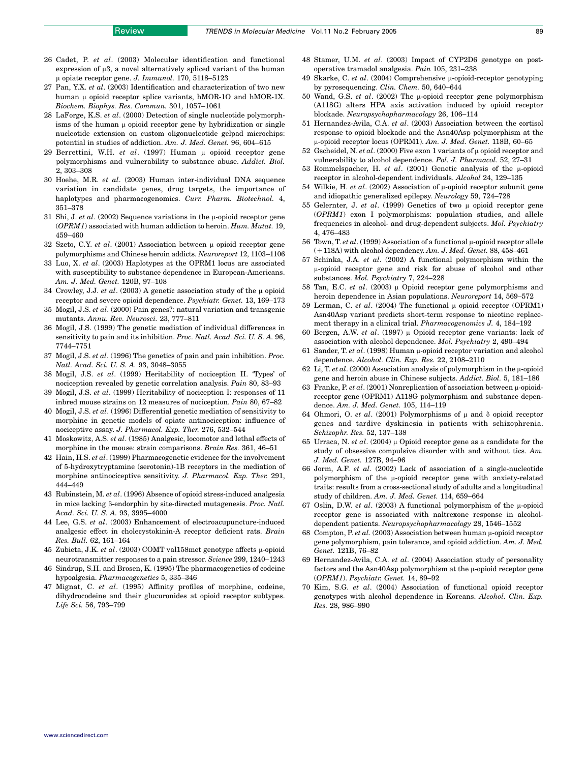26 Cadet, P. *et al*. (2003) Molecular identification and functional expression of μ3, a novel alternatively spliced variant of the human μ opiate receptor gene. *J. Immunol.* 170, 5118–5123

27 Pan, Y.X. *et al*. (2003) Identification and characterization of two new human μ opioid receptor splice variants, hMOR-1O and hMOR-1X. *Biochem. Biophys. Res. Commun.* 301, 1057–1061

28 LaForge, K.S. *et al*. (2000) Detection of single nucleotide polymorphisms of the human μ opioid receptor gene by hybridization or single nucleotide extension on custom oligonucleotide gelpad microchips: potential in studies of addiction. *Am. J. Med. Genet.* 96, 604–615

29 Berrettini, W.H. *et al*. (1997) Human μ opioid receptor gene polymorphisms and vulnerability to substance abuse. *Addict. Biol.* 2, 303–308

30 Hoehe, M.R. *et al*. (2003) Human inter-individual DNA sequence variation in candidate genes, drug targets, the importance of haplotypes and pharmacogenomics. *Curr. Pharm. Biotechnol.* 4, 351–378

31 Shi, J. *et al*. (2002) Sequence variations in the μ-opioid receptor gene (*OPRM1*) associated with human addiction to heroin. *Hum. Mutat.* 19, 459–460

32 Szeto, C.Y. *et al*. (2001) Association between μ opioid receptor gene polymorphisms and Chinese heroin addicts. *Neuroreport* 12, 1103–1106

33 Luo, X. *et al*. (2003) Haplotypes at the OPRM1 locus are associated with susceptibility to substance dependence in European-Americans. *Am. J. Med. Genet.* 120B, 97–108

34 Crowley, J.J. *et al*. (2003) A genetic association study of the μ opioid receptor and severe opioid dependence. *Psychiatr. Genet.* 13, 169–173

35 Mogil, J.S. *et al*. (2000) Pain genes?: natural variation and transgenic mutants. *Annu. Rev. Neurosci.* 23, 777–811

36 Mogil, J.S. (1999) The genetic mediation of individual differences in sensitivity to pain and its inhibition. *Proc. Natl. Acad. Sci. U. S. A.* 96, 7744–7751

37 Mogil, J.S. *et al*. (1996) The genetics of pain and pain inhibition. *Proc. Natl. Acad. Sci. U. S. A.* 93, 3048–3055

38 Mogil, J.S. *et al*. (1999) Heritability of nociception II. 'Types' of nociception revealed by genetic correlation analysis. *Pain* 80, 83–93

39 Mogil, J.S. *et al*. (1999) Heritability of nociception I: responses of 11 inbred mouse strains on 12 measures of nociception. *Pain* 80, 67–82

40 Mogil, J.S. *et al*. (1996) Differential genetic mediation of sensitivity to morphine in genetic models of opiate antinociception: influence of nociceptive assay. *J. Pharmacol. Exp. Ther.* 276, 532–544

41 Moskowitz, A.S. *et al*. (1985) Analgesic, locomotor and lethal effects of morphine in the mouse: strain comparisons. *Brain Res.* 361, 46–51

42 Hain, H.S. *et al*. (1999) Pharmacogenetic evidence for the involvement of 5-hydroxytryptamine (serotonin)-1B receptors in the mediation of morphine antinociceptive sensitivity. *J. Pharmacol. Exp. Ther.* 291, 444–449

43 Rubinstein, M. *et al*. (1996) Absence of opioid stress-induced analgesia in mice lacking β-endorphin by site-directed mutagenesis. *Proc. Natl. Acad. Sci. U. S. A.* 93, 3995–4000

44 Lee, G.S. *et al*. (2003) Enhancement of electroacupuncture-induced analgesic effect in cholecystokinin-A receptor deficient rats. *Brain Res. Bull.* 62, 161–164

45 Zubieta, J.K. *et al*. (2003) COMT val158met genotype affects μ-opioid neurotransmitter responses to a pain stressor. *Science* 299, 1240–1243

46 Sindrup, S.H. and Brosen, K. (1995) The pharmacogenetics of codeine hypoalgesia. *Pharmacogenetics* 5, 335–346

47 Mignat, C. *et al*. (1995) Affinity profiles of morphine, codeine, dihydrocodeine and their glucuronides at opioid receptor subtypes. *Life Sci.* 56, 793–799

48 Stamer, U.M. *et al*. (2003) Impact of CYP2D6 genotype on post-operative tramadol analgesia. *Pain* 105, 231–238

49 Skarke, C. *et al*. (2004) Comprehensive μ-opioid-receptor genotyping by pyrosequencing. *Clin. Chem.* 50, 640–644

50 Wand, G.S. *et al*. (2002) The μ-opioid receptor gene polymorphism (A118G) alters HPA axis activation induced by opioid receptor blockade. *Neuropsychopharmacology* 26, 106–114

51 Hernandez-Avila, C.A. *et al*. (2003) Association between the cortisol response to opioid blockade and the Asn40Asp polymorphism at the μ-opioid receptor locus (OPRM1). *Am. J. Med. Genet.* 118B, 60–65

52 Gscheidel, N. *et al*. (2000) Five exon 1 variants of μ opioid receptor and vulnerability to alcohol dependence. *Pol. J. Pharmacol.* 52, 27–31

53 Rommelspacher, H. *et al*. (2001) Genetic analysis of the μ-opioid receptor in alcohol-dependent individuals. *Alcohol* 24, 129–135

54 Wilkie, H. *et al*. (2002) Association of μ-opioid receptor subunit gene and idiopathic generalized epilepsy. *Neurology* 59, 724–728

55 Gelernter, J. *et al*. (1999) Genetics of two μ opioid receptor gene (*OPRM1*) exon I polymorphisms: population studies, and allele frequencies in alcohol- and drug-dependent subjects. *Mol. Psychiatry* 4, 476–483

56 Town, T. *et al*. (1999) Association of a functional μ-opioid receptor allele (+118A) with alcohol dependency. *Am. J. Med. Genet.* 88, 458–461

57 Schinka, J.A. *et al*. (2002) A functional polymorphism within the μ-opioid receptor gene and risk for abuse of alcohol and other substances. *Mol. Psychiatry* 7, 224–228

58 Tan, E.C. *et al*. (2003) μ Opioid receptor gene polymorphisms and heroin dependence in Asian populations. *Neuroreport* 14, 569–572

59 Lerman, C. *et al*. (2004) The functional μ opioid receptor (OPRM1) Asn40Asp variant predicts short-term response to nicotine replacement therapy in a clinical trial. *Pharmacogenomics J.* 4, 184–192

60 Bergen, A.W. *et al*. (1997) μ Opioid receptor gene variants: lack of association with alcohol dependence. *Mol. Psychiatry* 2, 490–494

61 Sander, T. *et al*. (1998) Human μ-opioid receptor variation and alcohol dependence. *Alcohol. Clin. Exp. Res.* 22, 2108–2110

62 Li, T. *et al*. (2000) Association analysis of polymorphism in the μ-opioid gene and heroin abuse in Chinese subjects. *Addict. Biol.* 5, 181–186

63 Franke, P. *et al*. (2001) Nonreplication of association between μ-opioid-receptor gene (OPRM1) A118G polymorphism and substance dependence. *Am. J. Med. Genet.* 105, 114–119

64 Ohmori, O. *et al*. (2001) Polymorphisms of μ and δ opioid receptor genes and tardive dyskinesia in patients with schizophrenia. *Schizophr. Res.* 52, 137–138

65 Urraca, N. *et al*. (2004) μ Opioid receptor gene as a candidate for the study of obsessive compulsive disorder with and without tics. *Am. J. Med. Genet.* 127B, 94–96

66 Jorm, A.F. *et al*. (2002) Lack of association of a single-nucleotide polymorphism of the μ-opioid receptor gene with anxiety-related traits: results from a cross-sectional study of adults and a longitudinal study of children. *Am. J. Med. Genet.* 114, 659–664

67 Oslin, D.W. *et al*. (2003) A functional polymorphism of the μ-opioid receptor gene is associated with naltrexone response in alcohol-dependent patients. *Neuropsychopharmacology* 28, 1546–1552

68 Compton, P. *et al*. (2003) Association between human μ-opioid receptor gene polymorphism, pain tolerance, and opioid addiction. *Am. J. Med. Genet.* 121B, 76–82

69 Hernandez-Avila, C.A. *et al*. (2004) Association study of personality factors and the Asn40Asp polymorphism at the μ-opioid receptor gene (*OPRM1*). *Psychiatr. Genet.* 14, 89–92

70 Kim, S.G. *et al*. (2004) Association of functional opioid receptor genotypes with alcohol dependence in Koreans. *Alcohol. Clin. Exp. Res.* 28, 986–990